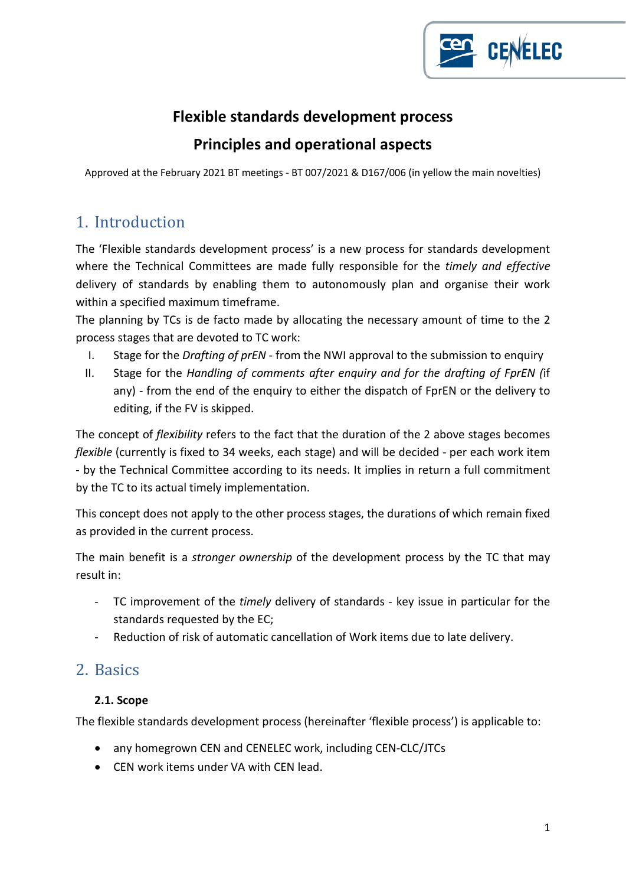# Flexible standards development process

## Principles and operational aspects

Approved at the February 2021 BT meetings - BT 007/2021 & D167/006 (in yellow the main novelties)

## 1. Introduction

The 'Flexible standards development process' is a new process for standards development where the Technical Committees are made fully responsible for the *timely and effective* delivery of standards by enabling them to autonomously plan and organise their work within a specified maximum timeframe.

The planning by TCs is de facto made by allocating the necessary amount of time to the 2 process stages that are devoted to TC work:

I. Stage for the *Drafting of prEN* - from the NWI approval to the submission to enquiry
II. Stage for the *Handling of comments after enquiry and for the drafting of FprEN (*if any) - from the end of the enquiry to either the dispatch of FprEN or the delivery to editing, if the FV is skipped.

The concept of *flexibility* refers to the fact that the duration of the 2 above stages becomes *flexible* (currently is fixed to 34 weeks, each stage) and will be decided - per each work item - by the Technical Committee according to its needs. It implies in return a full commitment by the TC to its actual timely implementation.

This concept does not apply to the other process stages, the durations of which remain fixed as provided in the current process.

The main benefit is a *stronger ownership* of the development process by the TC that may result in:

- TC improvement of the *timely* delivery of standards - key issue in particular for the standards requested by the EC;
- Reduction of risk of automatic cancellation of Work items due to late delivery.

## 2. Basics

### 2.1. Scope

The flexible standards development process (hereinafter 'flexible process') is applicable to:

- any homegrown CEN and CENELEC work, including CEN-CLC/JTCs
- CEN work items under VA with CEN lead.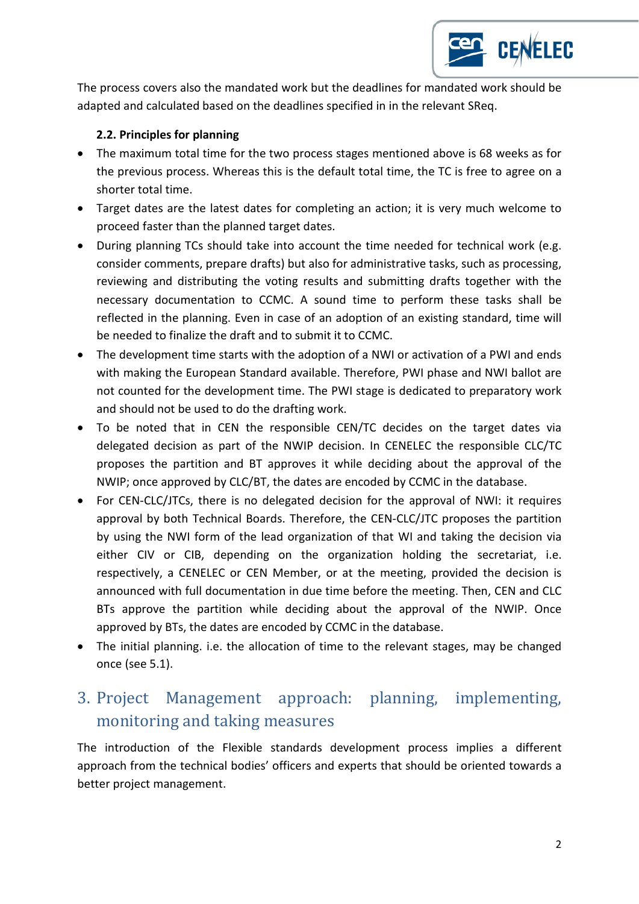The process covers also the mandated work but the deadlines for mandated work should be adapted and calculated based on the deadlines specified in in the relevant SReq.

### 2.2. Principles for planning

- The maximum total time for the two process stages mentioned above is 68 weeks as for the previous process. Whereas this is the default total time, the TC is free to agree on a shorter total time.
- Target dates are the latest dates for completing an action; it is very much welcome to proceed faster than the planned target dates.
- During planning TCs should take into account the time needed for technical work (e.g. consider comments, prepare drafts) but also for administrative tasks, such as processing, reviewing and distributing the voting results and submitting drafts together with the necessary documentation to CCMC. A sound time to perform these tasks shall be reflected in the planning. Even in case of an adoption of an existing standard, time will be needed to finalize the draft and to submit it to CCMC.
- The development time starts with the adoption of a NWI or activation of a PWI and ends with making the European Standard available. Therefore, PWI phase and NWI ballot are not counted for the development time. The PWI stage is dedicated to preparatory work and should not be used to do the drafting work.
- To be noted that in CEN the responsible CEN/TC decides on the target dates via delegated decision as part of the NWIP decision. In CENELEC the responsible CLC/TC proposes the partition and BT approves it while deciding about the approval of the NWIP; once approved by CLC/BT, the dates are encoded by CCMC in the database.
- For CEN-CLC/JTCs, there is no delegated decision for the approval of NWI: it requires approval by both Technical Boards. Therefore, the CEN-CLC/JTC proposes the partition by using the NWI form of the lead organization of that WI and taking the decision via either CIV or CIB, depending on the organization holding the secretariat, i.e. respectively, a CENELEC or CEN Member, or at the meeting, provided the decision is announced with full documentation in due time before the meeting. Then, CEN and CLC BTs approve the partition while deciding about the approval of the NWIP. Once approved by BTs, the dates are encoded by CCMC in the database.
- The initial planning. i.e. the allocation of time to the relevant stages, may be changed once (see 5.1).

## 3. Project Management approach: planning, implementing, monitoring and taking measures

The introduction of the Flexible standards development process implies a different approach from the technical bodies' officers and experts that should be oriented towards a better project management.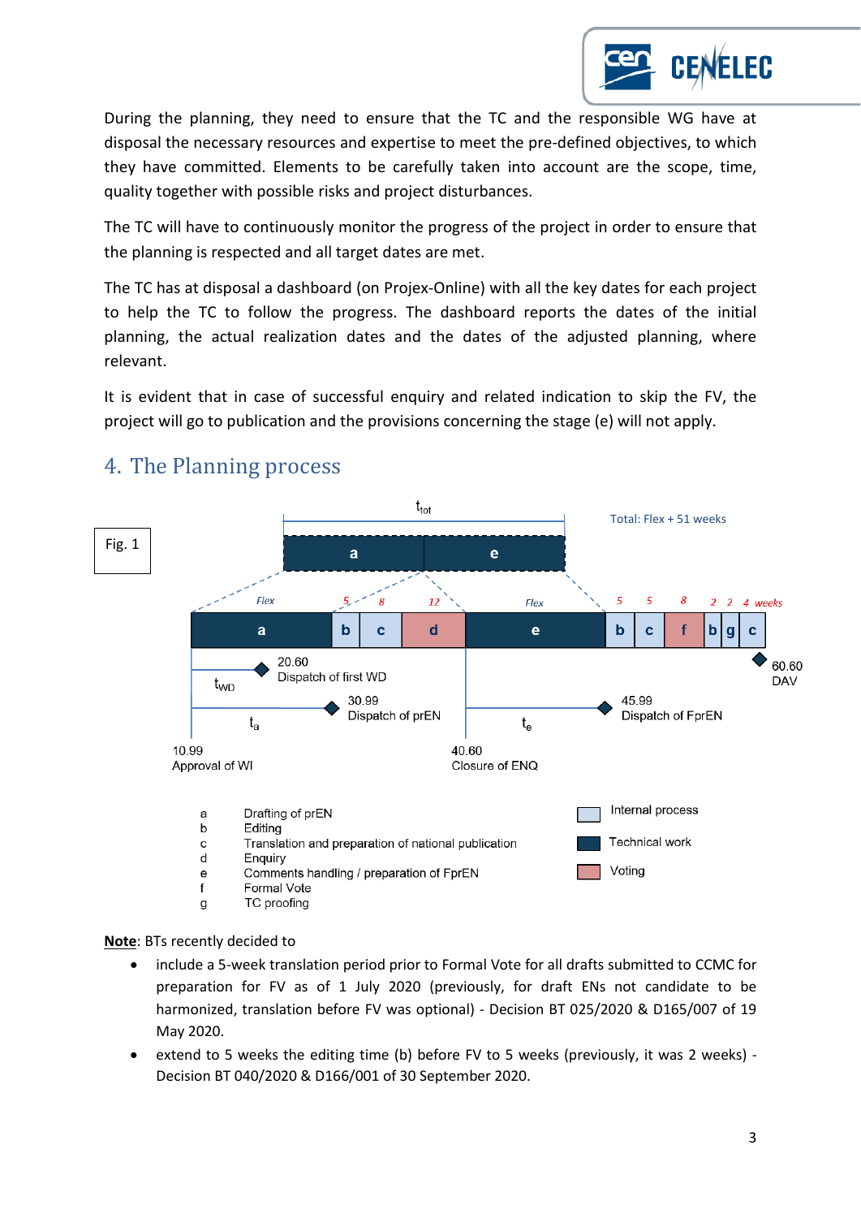During the planning, they need to ensure that the TC and the responsible WG have at disposal the necessary resources and expertise to meet the pre-defined objectives, to which they have committed. Elements to be carefully taken into account are the scope, time, quality together with possible risks and project disturbances.

The TC will have to continuously monitor the progress of the project in order to ensure that the planning is respected and all target dates are met.

The TC has at disposal a dashboard (on Projex-Online) with all the key dates for each project to help the TC to follow the progress. The dashboard reports the dates of the initial planning, the actual realization dates and the dates of the adjusted planning, where relevant.

It is evident that in case of successful enquiry and related indication to skip the FV, the project will go to publication and the provisions concerning the stage (e) will not apply.

## 4. The Planning process

Fig. 1

$t_{tot}$ — Total: Flex + 51 weeks

| a | b | c | d | e | b | c | f | b | g | c |
|---|---|---|---|---|---|---|---|---|---|---|
| Flex | 5 | 8 | 12 | Flex | 5 | 5 | 8 | 2 | 2 | 4 weeks |

- 10.99 Approval of WI
- 20.60 Dispatch of first WD ($t_{WD}$)
- 30.99 Dispatch of prEN ($t_a$)
- 40.60 Closure of ENQ
- 45.99 Dispatch of FprEN ($t_e$)
- 60.60 DAV

| | |
|---|---|
| a | Drafting of prEN |
| b | Editing |
| c | Translation and preparation of national publication |
| d | Enquiry |
| e | Comments handling / preparation of FprEN |
| f | Formal Vote |
| g | TC proofing |

Legend: Internal process; Technical work; Voting

**Note**: BTs recently decided to

- include a 5-week translation period prior to Formal Vote for all drafts submitted to CCMC for preparation for FV as of 1 July 2020 (previously, for draft ENs not candidate to be harmonized, translation before FV was optional) - Decision BT 025/2020 & D165/007 of 19 May 2020.
- extend to 5 weeks the editing time (b) before FV to 5 weeks (previously, it was 2 weeks) - Decision BT 040/2020 & D166/001 of 30 September 2020.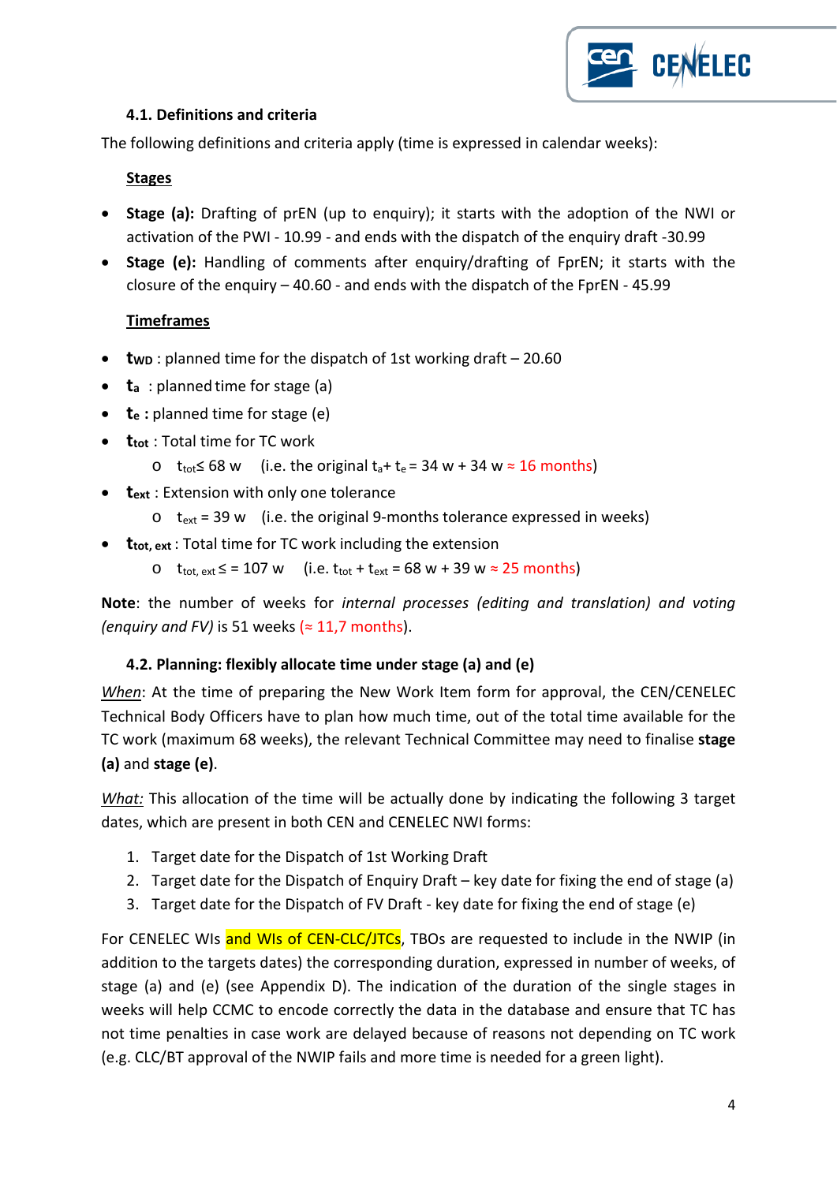### 4.1. Definitions and criteria

The following definitions and criteria apply (time is expressed in calendar weeks):

**Stages**

- **Stage (a):** Drafting of prEN (up to enquiry); it starts with the adoption of the NWI or activation of the PWI - 10.99 - and ends with the dispatch of the enquiry draft -30.99
- **Stage (e):** Handling of comments after enquiry/drafting of FprEN; it starts with the closure of the enquiry – 40.60 - and ends with the dispatch of the FprEN - 45.99

**Timeframes**

- $\mathbf{t_{WD}}$ : planned time for the dispatch of 1st working draft – 20.60
- $\mathbf{t_a}$ : planned time for stage (a)
- $\mathbf{t_e}$ **:** planned time for stage (e)
- $\mathbf{t_{tot}}$ : Total time for TC work
  - $t_{tot} \leq 68$ w (i.e. the original $t_a + t_e = 34$ w + 34 w ≈ 16 months)
- $\mathbf{t_{ext}}$ : Extension with only one tolerance
  - $t_{ext} = 39$ w (i.e. the original 9-months tolerance expressed in weeks)
- $\mathbf{t_{tot,\,ext}}$ : Total time for TC work including the extension
  - $t_{tot,\,ext} \leq = 107$ w (i.e. $t_{tot} + t_{ext} = 68$ w + 39 w ≈ 25 months)

**Note**: the number of weeks for *internal processes (editing and translation) and voting (enquiry and FV)* is 51 weeks (≈ 11,7 months).

### 4.2. Planning: flexibly allocate time under stage (a) and (e)

*When*: At the time of preparing the New Work Item form for approval, the CEN/CENELEC Technical Body Officers have to plan how much time, out of the total time available for the TC work (maximum 68 weeks), the relevant Technical Committee may need to finalise **stage (a)** and **stage (e)**.

*What:* This allocation of the time will be actually done by indicating the following 3 target dates, which are present in both CEN and CENELEC NWI forms:

1. Target date for the Dispatch of 1st Working Draft
2. Target date for the Dispatch of Enquiry Draft – key date for fixing the end of stage (a)
3. Target date for the Dispatch of FV Draft - key date for fixing the end of stage (e)

For CENELEC WIs and WIs of CEN-CLC/JTCs, TBOs are requested to include in the NWIP (in addition to the targets dates) the corresponding duration, expressed in number of weeks, of stage (a) and (e) (see Appendix D). The indication of the duration of the single stages in weeks will help CCMC to encode correctly the data in the database and ensure that TC has not time penalties in case work are delayed because of reasons not depending on TC work (e.g. CLC/BT approval of the NWIP fails and more time is needed for a green light).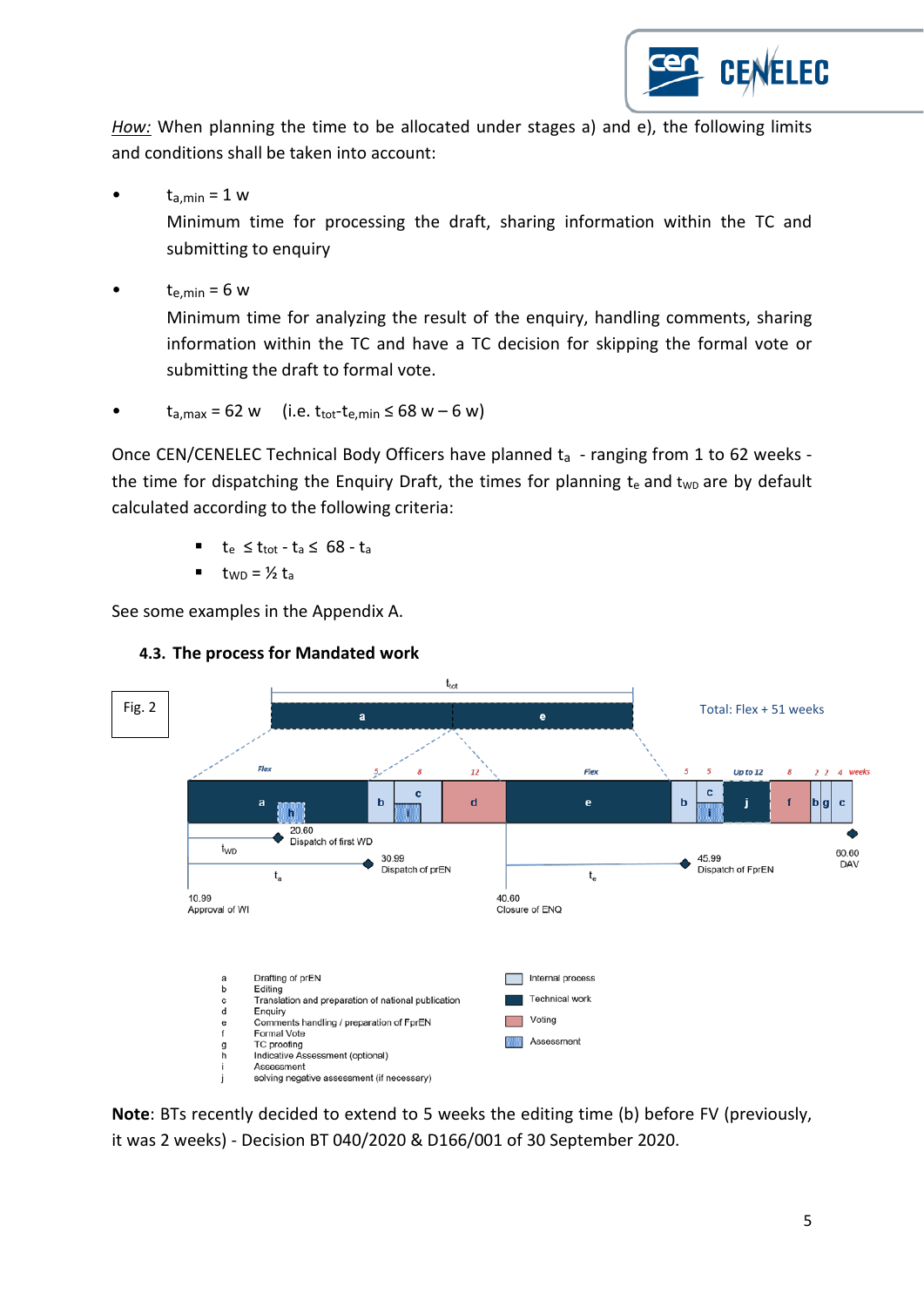*How:* When planning the time to be allocated under stages a) and e), the following limits and conditions shall be taken into account:

- $t_{a,min}$ = 1 w
  Minimum time for processing the draft, sharing information within the TC and submitting to enquiry
- $t_{e,min}$ = 6 w
  Minimum time for analyzing the result of the enquiry, handling comments, sharing information within the TC and have a TC decision for skipping the formal vote or submitting the draft to formal vote.
- $t_{a,max}$ = 62 w (i.e. $t_{tot}$-$t_{e,min}$ ≤ 68 w – 6 w)

Once CEN/CENELEC Technical Body Officers have planned $t_a$ - ranging from 1 to 62 weeks - the time for dispatching the Enquiry Draft, the times for planning $t_e$ and $t_{WD}$ are by default calculated according to the following criteria:

- $t_e \leq t_{tot} - t_a \leq 68 - t_a$
- $t_{WD} = ½\ t_a$

See some examples in the Appendix A.

### 4.3. The process for Mandated work

Fig. 2

Total: Flex + 51 weeks

| | |
|---|---|
| a | Drafting of prEN |
| b | Editing |
| c | Translation and preparation of national publication |
| d | Enquiry |
| e | Comments handling / preparation of FprEN |
| f | Formal Vote |
| g | TC proofing |
| h | Indicative Assessment (optional) |
| i | Assessment |
| j | solving negative assessment (if necessary) |

Internal process; Technical work; Voting; Assessment

10.99 Approval of WI; 20.60 Dispatch of first WD; 30.99 Dispatch of prEN; 40.60 Closure of ENQ; 45.99 Dispatch of FprEN; 60.60 DAV

**Note**: BTs recently decided to extend to 5 weeks the editing time (b) before FV (previously, it was 2 weeks) - Decision BT 040/2020 & D166/001 of 30 September 2020.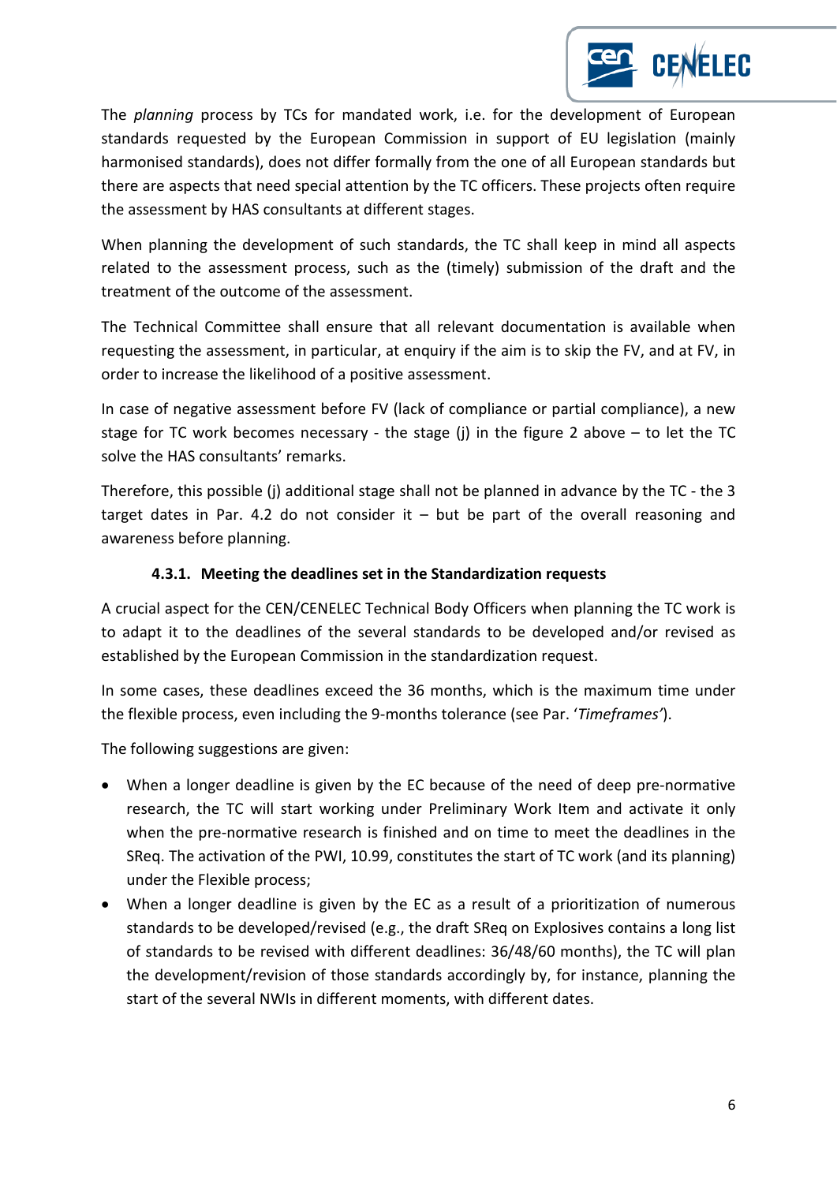The *planning* process by TCs for mandated work, i.e. for the development of European standards requested by the European Commission in support of EU legislation (mainly harmonised standards), does not differ formally from the one of all European standards but there are aspects that need special attention by the TC officers. These projects often require the assessment by HAS consultants at different stages.

When planning the development of such standards, the TC shall keep in mind all aspects related to the assessment process, such as the (timely) submission of the draft and the treatment of the outcome of the assessment.

The Technical Committee shall ensure that all relevant documentation is available when requesting the assessment, in particular, at enquiry if the aim is to skip the FV, and at FV, in order to increase the likelihood of a positive assessment.

In case of negative assessment before FV (lack of compliance or partial compliance), a new stage for TC work becomes necessary - the stage (j) in the figure 2 above – to let the TC solve the HAS consultants' remarks.

Therefore, this possible (j) additional stage shall not be planned in advance by the TC - the 3 target dates in Par. 4.2 do not consider it – but be part of the overall reasoning and awareness before planning.

#### 4.3.1. Meeting the deadlines set in the Standardization requests

A crucial aspect for the CEN/CENELEC Technical Body Officers when planning the TC work is to adapt it to the deadlines of the several standards to be developed and/or revised as established by the European Commission in the standardization request.

In some cases, these deadlines exceed the 36 months, which is the maximum time under the flexible process, even including the 9-months tolerance (see Par. '*Timeframes'*).

The following suggestions are given:

- When a longer deadline is given by the EC because of the need of deep pre-normative research, the TC will start working under Preliminary Work Item and activate it only when the pre-normative research is finished and on time to meet the deadlines in the SReq. The activation of the PWI, 10.99, constitutes the start of TC work (and its planning) under the Flexible process;
- When a longer deadline is given by the EC as a result of a prioritization of numerous standards to be developed/revised (e.g., the draft SReq on Explosives contains a long list of standards to be revised with different deadlines: 36/48/60 months), the TC will plan the development/revision of those standards accordingly by, for instance, planning the start of the several NWIs in different moments, with different dates.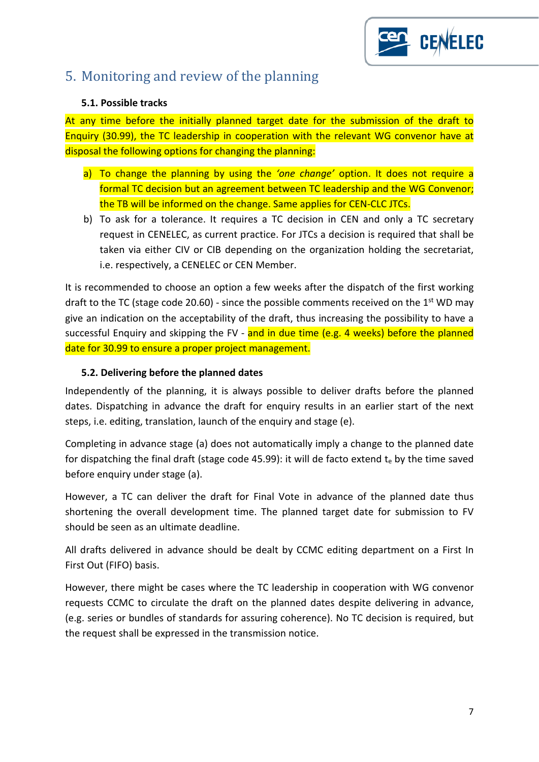# 5. Monitoring and review of the planning

### 5.1. Possible tracks

At any time before the initially planned target date for the submission of the draft to Enquiry (30.99), the TC leadership in cooperation with the relevant WG convenor have at disposal the following options for changing the planning:

a) To change the planning by using the *'one change'* option. It does not require a formal TC decision but an agreement between TC leadership and the WG Convenor; the TB will be informed on the change. Same applies for CEN-CLC JTCs.

b) To ask for a tolerance. It requires a TC decision in CEN and only a TC secretary request in CENELEC, as current practice. For JTCs a decision is required that shall be taken via either CIV or CIB depending on the organization holding the secretariat, i.e. respectively, a CENELEC or CEN Member.

It is recommended to choose an option a few weeks after the dispatch of the first working draft to the TC (stage code 20.60) - since the possible comments received on the 1st WD may give an indication on the acceptability of the draft, thus increasing the possibility to have a successful Enquiry and skipping the FV - and in due time (e.g. 4 weeks) before the planned date for 30.99 to ensure a proper project management.

### 5.2. Delivering before the planned dates

Independently of the planning, it is always possible to deliver drafts before the planned dates. Dispatching in advance the draft for enquiry results in an earlier start of the next steps, i.e. editing, translation, launch of the enquiry and stage (e).

Completing in advance stage (a) does not automatically imply a change to the planned date for dispatching the final draft (stage code 45.99): it will de facto extend $t_e$ by the time saved before enquiry under stage (a).

However, a TC can deliver the draft for Final Vote in advance of the planned date thus shortening the overall development time. The planned target date for submission to FV should be seen as an ultimate deadline.

All drafts delivered in advance should be dealt by CCMC editing department on a First In First Out (FIFO) basis.

However, there might be cases where the TC leadership in cooperation with WG convenor requests CCMC to circulate the draft on the planned dates despite delivering in advance, (e.g. series or bundles of standards for assuring coherence). No TC decision is required, but the request shall be expressed in the transmission notice.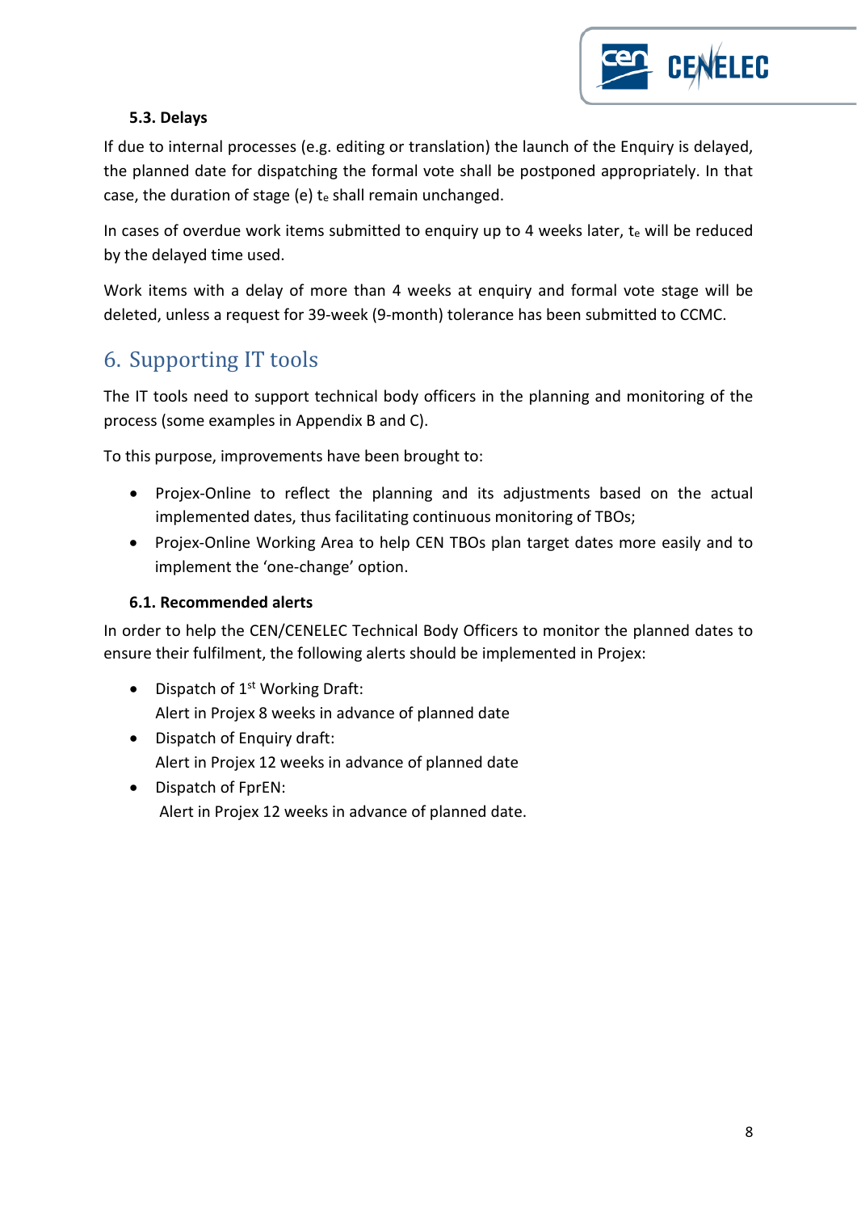### 5.3. Delays

If due to internal processes (e.g. editing or translation) the launch of the Enquiry is delayed, the planned date for dispatching the formal vote shall be postponed appropriately. In that case, the duration of stage (e) $t_e$ shall remain unchanged.

In cases of overdue work items submitted to enquiry up to 4 weeks later, $t_e$ will be reduced by the delayed time used.

Work items with a delay of more than 4 weeks at enquiry and formal vote stage will be deleted, unless a request for 39-week (9-month) tolerance has been submitted to CCMC.

## 6. Supporting IT tools

The IT tools need to support technical body officers in the planning and monitoring of the process (some examples in Appendix B and C).

To this purpose, improvements have been brought to:

- Projex-Online to reflect the planning and its adjustments based on the actual implemented dates, thus facilitating continuous monitoring of TBOs;
- Projex-Online Working Area to help CEN TBOs plan target dates more easily and to implement the 'one-change' option.

### 6.1. Recommended alerts

In order to help the CEN/CENELEC Technical Body Officers to monitor the planned dates to ensure their fulfilment, the following alerts should be implemented in Projex:

- Dispatch of 1st Working Draft:
  Alert in Projex 8 weeks in advance of planned date
- Dispatch of Enquiry draft:
  Alert in Projex 12 weeks in advance of planned date
- Dispatch of FprEN:
  Alert in Projex 12 weeks in advance of planned date.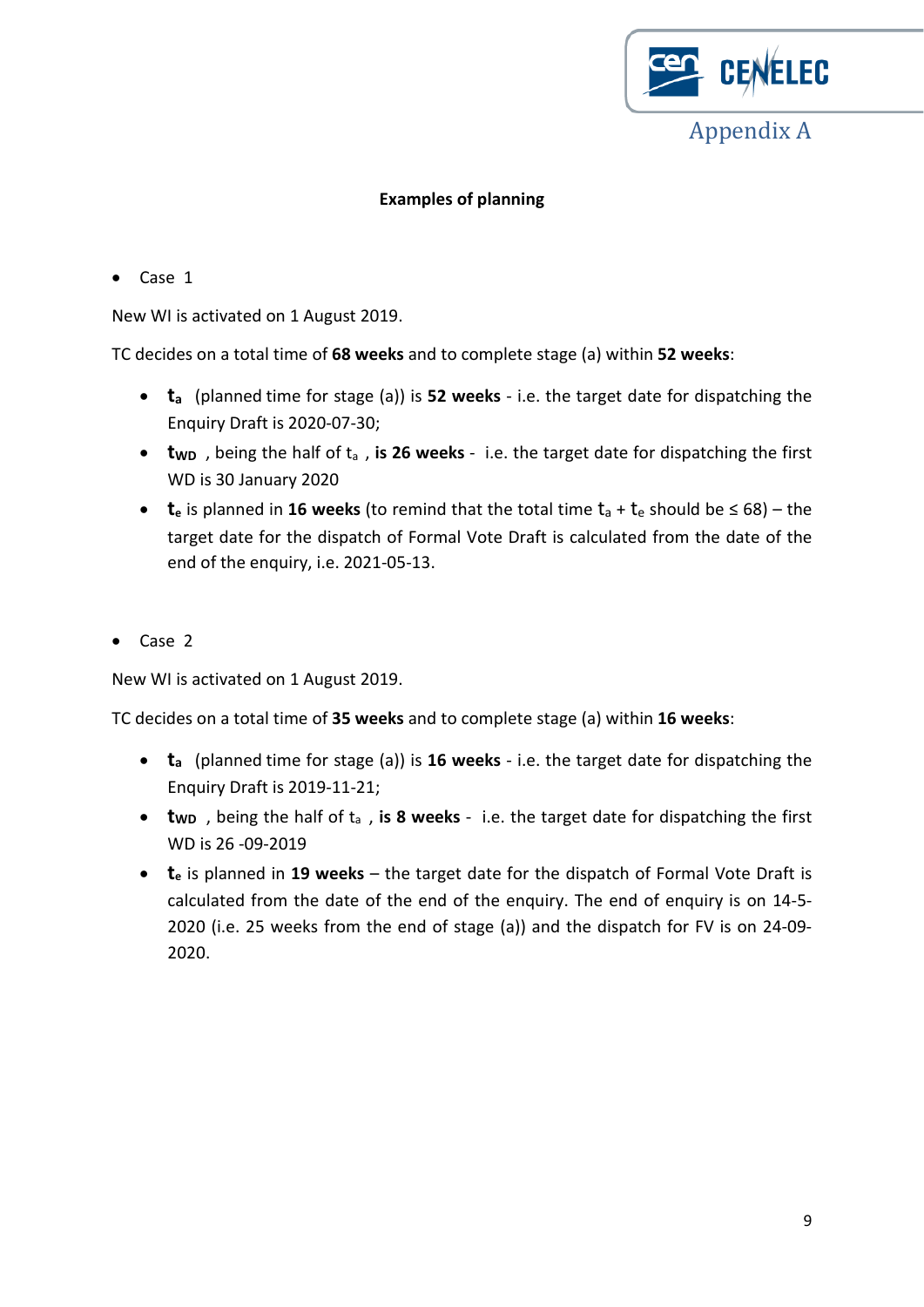Appendix A

**Examples of planning**

- Case 1

New WI is activated on 1 August 2019.

TC decides on a total time of **68 weeks** and to complete stage (a) within **52 weeks**:

- $\mathbf{t_a}$ (planned time for stage (a)) is **52 weeks** - i.e. the target date for dispatching the Enquiry Draft is 2020-07-30;
- $\mathbf{t_{WD}}$ , being the half of $t_a$ , **is 26 weeks** - i.e. the target date for dispatching the first WD is 30 January 2020
- $\mathbf{t_e}$ is planned in **16 weeks** (to remind that the total time $t_a + t_e$ should be $\leq 68$) – the target date for the dispatch of Formal Vote Draft is calculated from the date of the end of the enquiry, i.e. 2021-05-13.

- Case 2

New WI is activated on 1 August 2019.

TC decides on a total time of **35 weeks** and to complete stage (a) within **16 weeks**:

- $\mathbf{t_a}$ (planned time for stage (a)) is **16 weeks** - i.e. the target date for dispatching the Enquiry Draft is 2019-11-21;
- $\mathbf{t_{WD}}$ , being the half of $t_a$ , **is 8 weeks** - i.e. the target date for dispatching the first WD is 26 -09-2019
- $\mathbf{t_e}$ is planned in **19 weeks** – the target date for the dispatch of Formal Vote Draft is calculated from the date of the end of the enquiry. The end of enquiry is on 14-5-2020 (i.e. 25 weeks from the end of stage (a)) and the dispatch for FV is on 24-09-2020.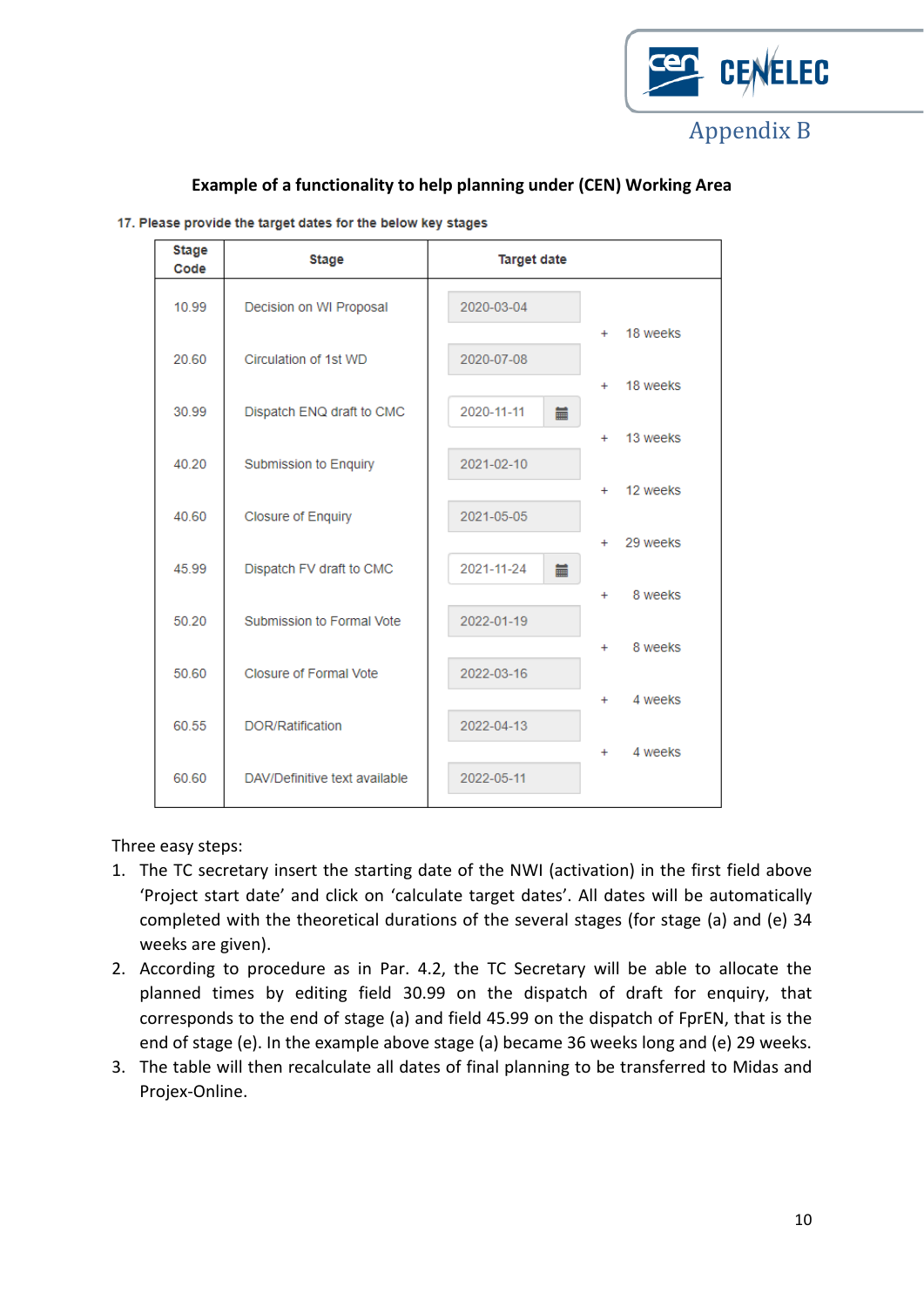Appendix B

**Example of a functionality to help planning under (CEN) Working Area**

**17. Please provide the target dates for the below key stages**

| Stage Code | Stage | Target date | |
|---|---|---|---|
| 10.99 | Decision on WI Proposal | 2020-03-04 | |
| | | | + 18 weeks |
| 20.60 | Circulation of 1st WD | 2020-07-08 | |
| | | | + 18 weeks |
| 30.99 | Dispatch ENQ draft to CMC | 2020-11-11 | |
| | | | + 13 weeks |
| 40.20 | Submission to Enquiry | 2021-02-10 | |
| | | | + 12 weeks |
| 40.60 | Closure of Enquiry | 2021-05-05 | |
| | | | + 29 weeks |
| 45.99 | Dispatch FV draft to CMC | 2021-11-24 | |
| | | | + 8 weeks |
| 50.20 | Submission to Formal Vote | 2022-01-19 | |
| | | | + 8 weeks |
| 50.60 | Closure of Formal Vote | 2022-03-16 | |
| | | | + 4 weeks |
| 60.55 | DOR/Ratification | 2022-04-13 | |
| | | | + 4 weeks |
| 60.60 | DAV/Definitive text available | 2022-05-11 | |

Three easy steps:

1. The TC secretary insert the starting date of the NWI (activation) in the first field above 'Project start date' and click on 'calculate target dates'. All dates will be automatically completed with the theoretical durations of the several stages (for stage (a) and (e) 34 weeks are given).
2. According to procedure as in Par. 4.2, the TC Secretary will be able to allocate the planned times by editing field 30.99 on the dispatch of draft for enquiry, that corresponds to the end of stage (a) and field 45.99 on the dispatch of FprEN, that is the end of stage (e). In the example above stage (a) became 36 weeks long and (e) 29 weeks.
3. The table will then recalculate all dates of final planning to be transferred to Midas and Projex-Online.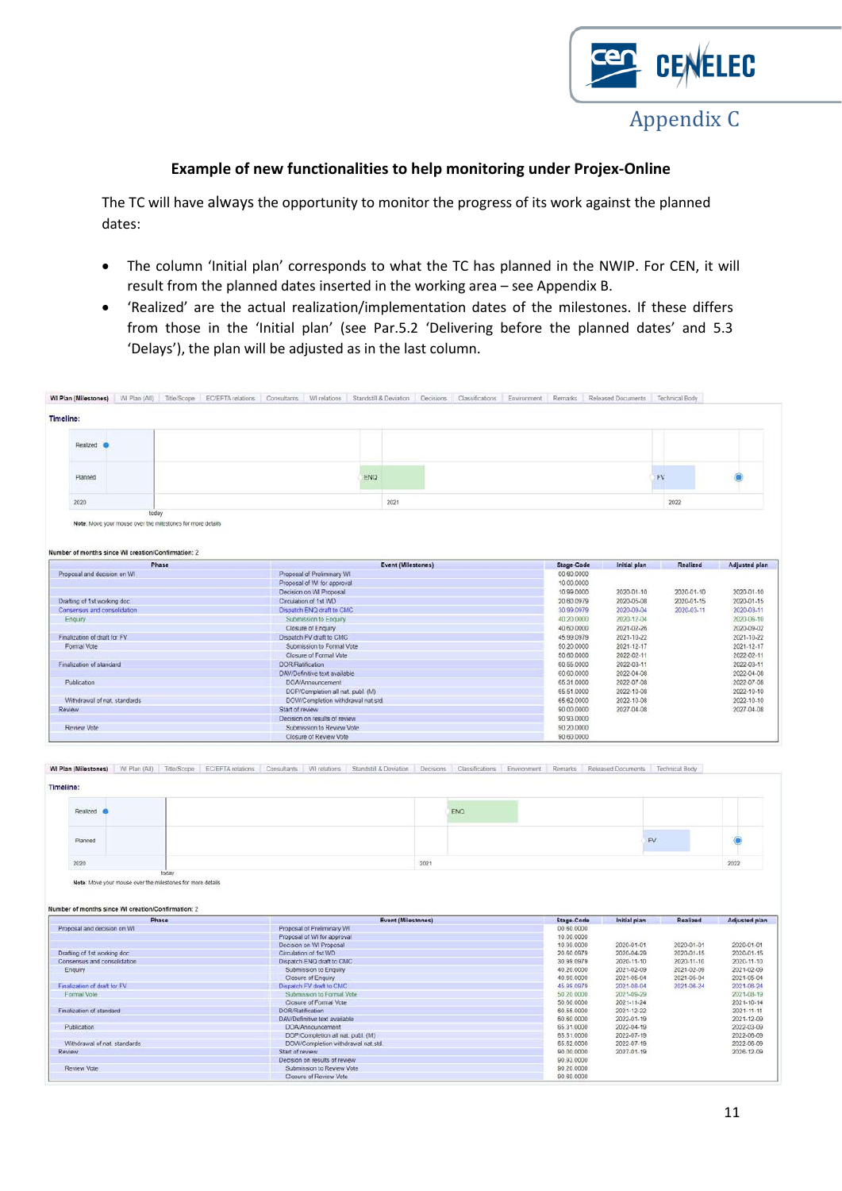Appendix C

**Example of new functionalities to help monitoring under Projex-Online**

The TC will have always the opportunity to monitor the progress of its work against the planned dates:

- The column 'Initial plan' corresponds to what the TC has planned in the NWIP. For CEN, it will result from the planned dates inserted in the working area – see Appendix B.
- 'Realized' are the actual realization/implementation dates of the milestones. If these differs from those in the 'Initial plan' (see Par.5.2 'Delivering before the planned dates' and 5.3 'Delays'), the plan will be adjusted as in the last column.

WI Plan (Milestones) | WI Plan (All) | Title/Scope | EC/EFTA relations | Consultants | WI relations | Standstill & Deviation | Decisions | Classifications | Environment | Remarks | Released Documents | Technical Body

**Timeline:**

Realized
Planned — ENQ — FV
2020 — 2021 — 2022
today

**Note:** Move your mouse over the milestones for more details

Number of months since WI creation/Confirmation: 2

| Phase | Event (Milestones) | Stage Code | Initial plan | Realized | Adjusted plan |
|---|---|---|---|---|---|
| Proposal and decision on WI | Proposal of Preliminary WI | 00.60.0000 | | | |
| | Proposal of WI for approval | 10.00.0000 | | | |
| | Decision on WI Proposal | 10.99.0000 | 2020-01-10 | 2020-01-10 | 2020-01-10 |
| Drafting of 1st working doc | Circulation of 1st WD | 20.60.0979 | 2020-05-08 | 2020-01-15 | 2020-01-15 |
| Consensus and consolidation | Dispatch ENQ draft to CMC | 30.99.0979 | 2020-09-04 | 2020-03-11 | 2020-03-11 |
| Enquiry | Submission to Enquiry | 40.20.0000 | 2020-12-04 | | 2020-06-10 |
| | Closure of Enquiry | 40.60.0000 | 2021-02-26 | | 2020-09-02 |
| Finalization of draft for FV | Dispatch FV draft to CMC | 45.99.0979 | 2021-10-22 | | 2021-10-22 |
| Formal Vote | Submission to Formal Vote | 50.20.0000 | 2021-12-17 | | 2021-12-17 |
| | Closure of Formal Vote | 50.60.0000 | 2022-02-11 | | 2022-02-11 |
| Finalization of standard | DOR/Ratification | 60.55.0000 | 2022-03-11 | | 2022-03-11 |
| | DAV/Definitive text available | 60.60.0000 | 2022-04-08 | | 2022-04-08 |
| Publication | DOA/Announcement | 65.31.0000 | 2022-07-08 | | 2022-07-08 |
| | DOP/Completion all nat. publ. (M) | 65.51.0000 | 2022-10-08 | | 2022-10-10 |
| Withdrawal of nat. standards | DOW/Completion withdrawal nat.std. | 65.62.0000 | 2022-10-08 | | 2022-10-10 |
| Review | Start of review | 90.00.0000 | 2027-04-08 | | 2027-04-08 |
| | Decision on results of review | 90.93.0000 | | | |
| Review Vote | Submission to Review Vote | 90.20.0000 | | | |
| | Closure of Review Vote | 90.60.0000 | | | |

WI Plan (Milestones) | WI Plan (All) | Title/Scope | EC/EFTA relations | Consultants | WI relations | Standstill & Deviation | Decisions | Classifications | Environment | Remarks | Released Documents | Technical Body

**Timeline:**

Realized — ENQ
Planned — FV
2020 — 2021 — 2022
today

**Note:** Move your mouse over the milestones for more details

Number of months since WI creation/Confirmation: 2

| Phase | Event (Milestones) | Stage Code | Initial plan | Realized | Adjusted plan |
|---|---|---|---|---|---|
| Proposal and decision on WI | Proposal of Preliminary WI | 00.60.0000 | | | |
| | Proposal of WI for approval | 10.00.0000 | | | |
| | Decision on WI Proposal | 10.99.0000 | 2020-01-01 | 2020-01-01 | 2020-01-01 |
| Drafting of 1st working doc | Circulation of 1st WD | 20.60.0979 | 2020-04-29 | 2020-01-15 | 2020-01-15 |
| Consensus and consolidation | Dispatch ENQ draft to CMC | 30.99.0979 | 2020-11-10 | 2020-11-10 | 2020-11-10 |
| Enquiry | Submission to Enquiry | 40.20.0000 | 2021-02-09 | 2021-02-09 | 2021-02-09 |
| | Closure of Enquiry | 40.60.0000 | 2021-05-04 | 2021-05-04 | 2021-05-04 |
| Finalization of draft for FV | Dispatch FV draft to CMC | 45.99.0979 | 2021-08-04 | 2021-06-24 | 2021-06-24 |
| Formal Vote | Submission to Formal Vote | 50.20.0000 | 2021-09-29 | | 2021-08-19 |
| | Closure of Formal Vote | 50.60.0000 | 2021-11-24 | | 2021-10-14 |
| Finalization of standard | DOR/Ratification | 60.55.0000 | 2021-12-22 | | 2021-11-11 |
| | DAV/Definitive text available | 60.60.0000 | 2022-01-19 | | 2021-12-09 |
| Publication | DOA/Announcement | 65.31.0000 | 2022-04-19 | | 2022-03-09 |
| | DOP/Completion all nat. publ. (M) | 65.51.0000 | 2022-07-19 | | 2022-06-09 |
| Withdrawal of nat. standards | DOW/Completion withdrawal nat.std. | 65.52.0000 | 2022-07-19 | | 2022-06-09 |
| Review | Start of review | 90.00.0000 | 2027-01-19 | | 2026-12-09 |
| | Decision on results of review | 90.93.0000 | | | |
| Review Vote | Submission to Review Vote | 90.20.0000 | | | |
| | Closure of Review Vote | 90.60.0000 | | | |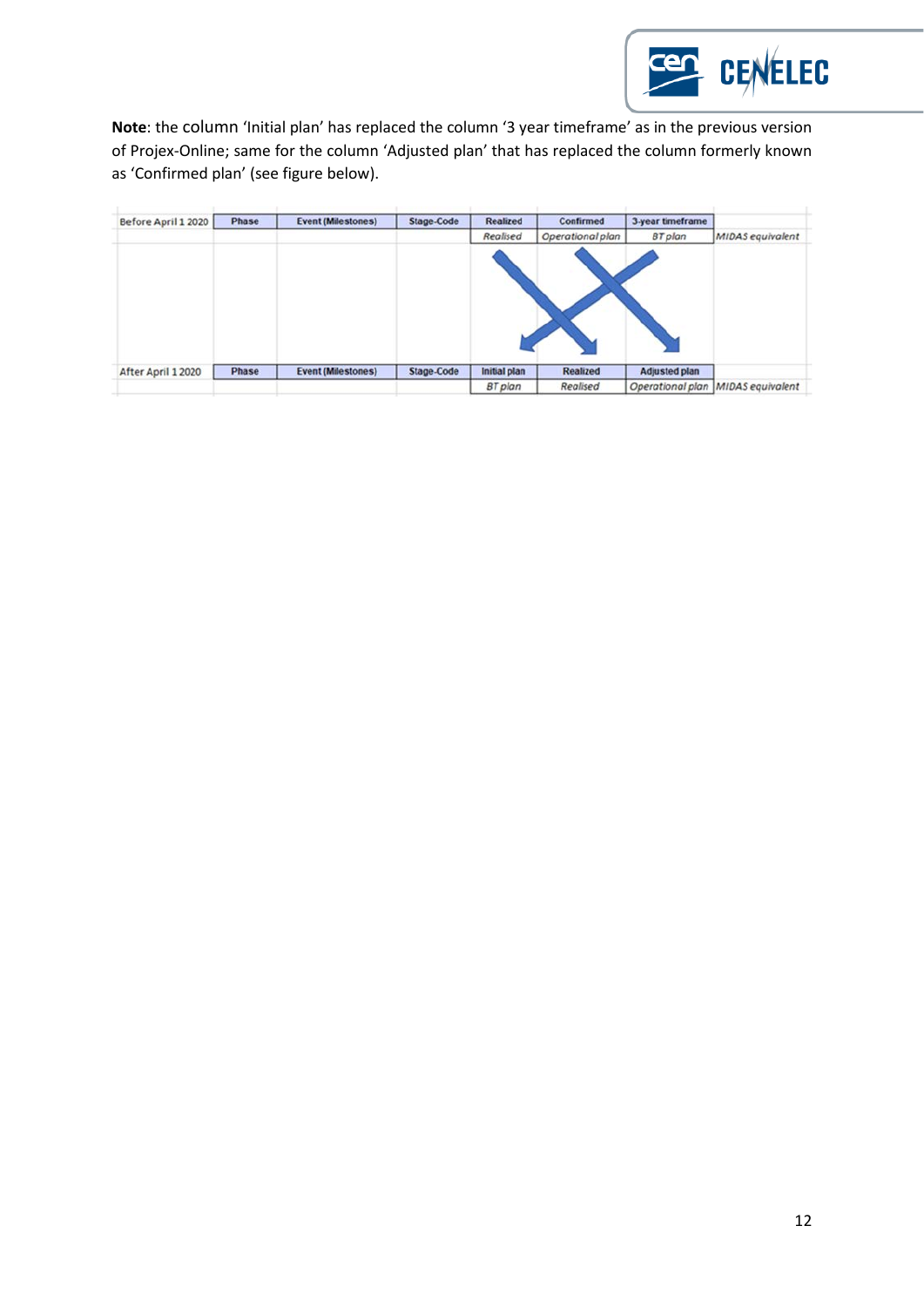**Note**: the column 'Initial plan' has replaced the column '3 year timeframe' as in the previous version of Projex-Online; same for the column 'Adjusted plan' that has replaced the column formerly known as 'Confirmed plan' (see figure below).

| Before April 1 2020 | Phase | Event (Milestones) | Stage-Code | Realized | Confirmed | 3-year timeframe | |
|---|---|---|---|---|---|---|---|
| | | | | *Realised* | *Operational plan* | *BT plan* | *MIDAS equivalent* |
| **After April 1 2020** | **Phase** | **Event (Milestones)** | **Stage-Code** | **Initial plan** | **Realized** | **Adjusted plan** | |
| | | | | *BT plan* | *Realised* | *Operational plan* | *MIDAS equivalent* |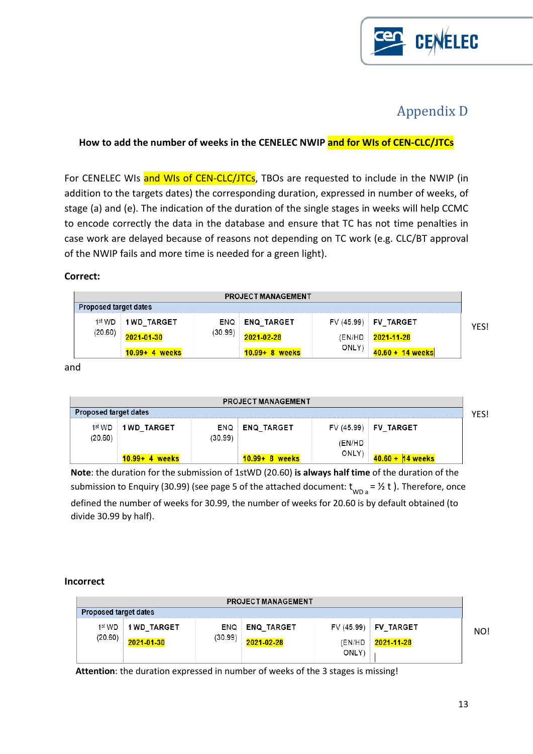# Appendix D

**How to add the number of weeks in the CENELEC NWIP and for WIs of CEN-CLC/JTCs**

For CENELEC WIs and WIs of CEN-CLC/JTCs, TBOs are requested to include in the NWIP (in addition to the targets dates) the corresponding duration, expressed in number of weeks, of stage (a) and (e). The indication of the duration of the single stages in weeks will help CCMC to encode correctly the data in the database and ensure that TC has not time penalties in case work are delayed because of reasons not depending on TC work (e.g. CLC/BT approval of the NWIP fails and more time is needed for a green light).

**Correct:**

| PROJECT MANAGEMENT | | | | | | |
|---|---|---|---|---|---|---|
| Proposed target dates | | | | | | |
| 1st WD (20.60) | 1 WD_TARGET<br>2021-01-30<br>10.99+ 4 weeks | ENQ (30.99) | ENQ_TARGET<br>2021-02-28<br>10.99+ 8 weeks | FV (45.99) (EN/HD ONLY) | FV_TARGET<br>2021-11-28<br>40.60 + 14 weeks | YES! |

and

| PROJECT MANAGEMENT | | | | | | |
|---|---|---|---|---|---|---|
| Proposed target dates | | | | | | |
| 1st WD (20.60) | 1 WD_TARGET<br>10.99+ 4 weeks | ENQ (30.99) | ENQ_TARGET<br>10.99+ 8 weeks | FV (45.99) (EN/HD ONLY) | FV_TARGET<br>40.60 + 14 weeks | YES! |

**Note**: the duration for the submission of 1stWD (20.60) **is always half time** of the duration of the submission to Enquiry (30.99) (see page 5 of the attached document: $t_{WD\ a} = ½\ t$ ). Therefore, once defined the number of weeks for 30.99, the number of weeks for 20.60 is by default obtained (to divide 30.99 by half).

**Incorrect**

| PROJECT MANAGEMENT | | | | | | |
|---|---|---|---|---|---|---|
| Proposed target dates | | | | | | |
| 1st WD (20.60) | 1 WD_TARGET<br>2021-01-30 | ENQ (30.99) | ENQ_TARGET<br>2021-02-28 | FV (45.99) (EN/HD ONLY) | FV_TARGET<br>2021-11-28 | NO! |

**Attention**: the duration expressed in number of weeks of the 3 stages is missing!